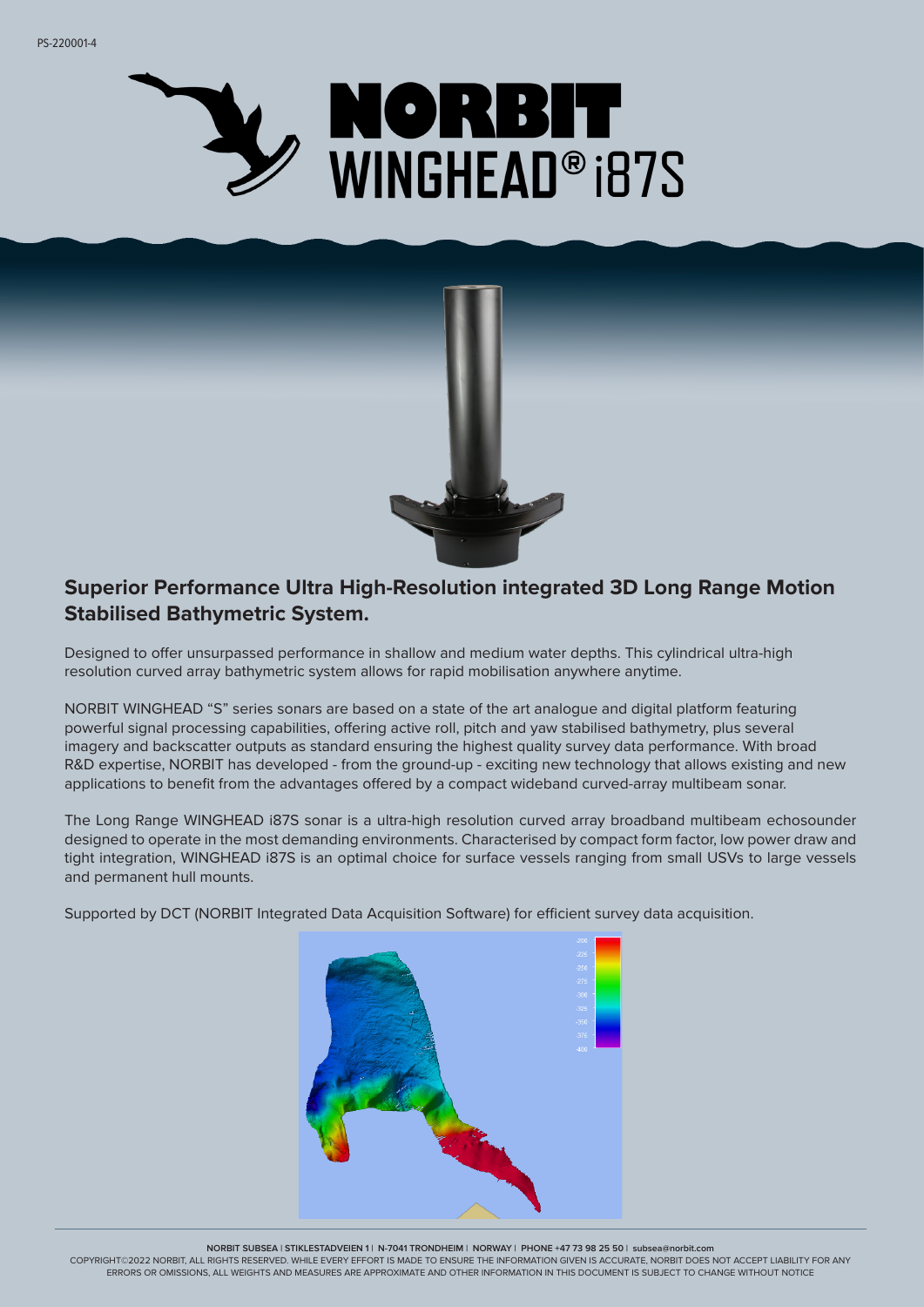PS-220001-4

# NORBIT WINGHEAD® i87S

## Superior Performance Ultra High-Resolution integrated 3D Long Range Motion Stabilised Bathymetric System.

Designed to offer unsurpassed performance in shallow and medium water depths. This cylindrical ultra-high resolution curved array bathymetric system allows for rapid mobilisation anywhere anytime.

NORBIT WINGHEAD "S" series sonars are based on a state of the art analogue and digital platform featuring powerful signal processing capabilities, offering active roll, pitch and yaw stabilised bathymetry, plus several imagery and backscatter outputs as standard ensuring the highest quality survey data performance. With broad R&D expertise, NORBIT has developed - from the ground-up - exciting new technology that allows existing and new applications to benefit from the advantages offered by a compact wideband curved-array multibeam sonar.

The Long Range WINGHEAD i87S sonar is a ultra-high resolution curved array broadband multibeam echosounder designed to operate in the most demanding environments. Characterised by compact form factor, low power draw and tight integration, WINGHEAD i87S is an optimal choice for surface vessels ranging from small USVs to large vessels and permanent hull mounts.

Supported by DCT (NORBIT Integrated Data Acquisition Software) for efficient survey data acquisition.

NORBIT SUBSEA | STIKLESTADVEIEN 1 | N-7041 TRONDHEIM | NORWAY | PHONE +47 73 98 25 50 | subsea@norbit.com

COPYRIGHT©2022 NORBIT, ALL RIGHTS RESERVED. WHILE EVERY EFFORT IS MADE TO ENSURE THE INFORMATION GIVEN IS ACCURATE, NORBIT DOES NOT ACCEPT LIABILITY FOR ANY ERRORS OR OMISSIONS, ALL WEIGHTS AND MEASURES ARE APPROXIMATE AND OTHER INFORMATION IN THIS DOCUMENT IS SUBJECT TO CHANGE WITHOUT NOTICE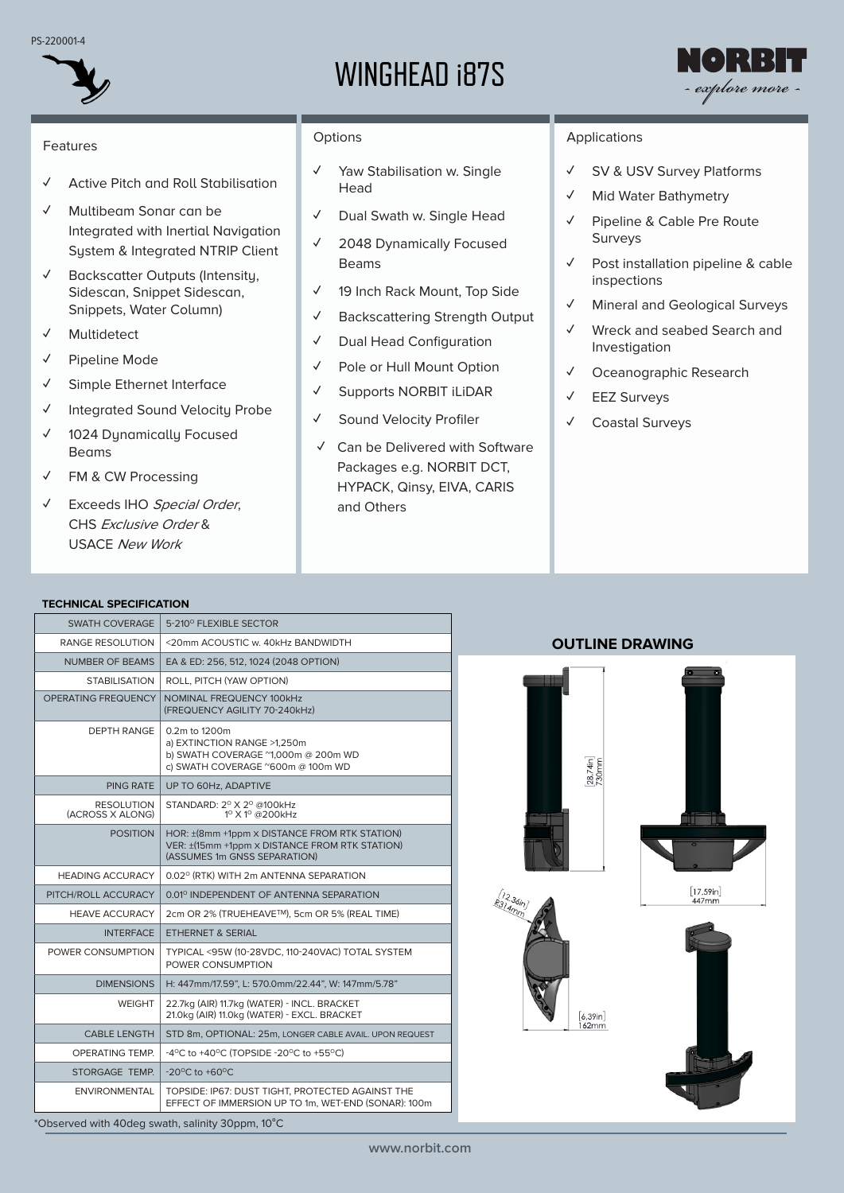PS-220001-4

# WINGHEAD i87S

NORBIT
- explore more -

## Features

- ✓ Active Pitch and Roll Stabilisation
- ✓ Multibeam Sonar can be Integrated with Inertial Navigation System & Integrated NTRIP Client
- ✓ Backscatter Outputs (Intensity, Sidescan, Snippet Sidescan, Snippets, Water Column)
- ✓ Multidetect
- ✓ Pipeline Mode
- ✓ Simple Ethernet Interface
- ✓ Integrated Sound Velocity Probe
- ✓ 1024 Dynamically Focused Beams
- ✓ FM & CW Processing
- ✓ Exceeds IHO *Special Order*, CHS *Exclusive Order* & USACE *New Work*

## Options

- ✓ Yaw Stabilisation w. Single Head
- ✓ Dual Swath w. Single Head
- ✓ 2048 Dynamically Focused Beams
- ✓ 19 Inch Rack Mount, Top Side
- ✓ Backscattering Strength Output
- ✓ Dual Head Configuration
- ✓ Pole or Hull Mount Option
- ✓ Supports NORBIT iLiDAR
- ✓ Sound Velocity Profiler
- ✓ Can be Delivered with Software Packages e.g. NORBIT DCT, HYPACK, Qinsy, EIVA, CARIS and Others

## Applications

- ✓ SV & USV Survey Platforms
- ✓ Mid Water Bathymetry
- ✓ Pipeline & Cable Pre Route Surveys
- ✓ Post installation pipeline & cable inspections
- ✓ Mineral and Geological Surveys
- ✓ Wreck and seabed Search and Investigation
- ✓ Oceanographic Research
- ✓ EEZ Surveys
- ✓ Coastal Surveys

### TECHNICAL SPECIFICATION

| | |
|---|---|
| SWATH COVERAGE | 5-210° FLEXIBLE SECTOR |
| RANGE RESOLUTION | <20mm ACOUSTIC w. 40kHz BANDWIDTH |
| NUMBER OF BEAMS | EA & ED: 256, 512, 1024 (2048 OPTION) |
| STABILISATION | ROLL, PITCH (YAW OPTION) |
| OPERATING FREQUENCY | NOMINAL FREQUENCY 100kHz (FREQUENCY AGILITY 70-240kHz) |
| DEPTH RANGE | 0.2m to 1200m<br>a) EXTINCTION RANGE >1,250m<br>b) SWATH COVERAGE ~1,000m @ 200m WD<br>c) SWATH COVERAGE ~600m @ 100m WD |
| PING RATE | UP TO 60Hz, ADAPTIVE |
| RESOLUTION (ACROSS X ALONG) | STANDARD: 2° X 2° @100kHz<br>1° X 1° @200kHz |
| POSITION | HOR: ±(8mm +1ppm x DISTANCE FROM RTK STATION)<br>VER: ±(15mm +1ppm x DISTANCE FROM RTK STATION)<br>(ASSUMES 1m GNSS SEPARATION) |
| HEADING ACCURACY | 0.02° (RTK) WITH 2m ANTENNA SEPARATION |
| PITCH/ROLL ACCURACY | 0.01° INDEPENDENT OF ANTENNA SEPARATION |
| HEAVE ACCURACY | 2cm OR 2% (TRUEHEAVE™), 5cm OR 5% (REAL TIME) |
| INTERFACE | ETHERNET & SERIAL |
| POWER CONSUMPTION | TYPICAL <95W (10-28VDC, 110-240VAC) TOTAL SYSTEM POWER CONSUMPTION |
| DIMENSIONS | H: 447mm/17.59", L: 570.0mm/22.44", W: 147mm/5.78" |
| WEIGHT | 22.7kg (AIR) 11.7kg (WATER) - INCL. BRACKET<br>21.0kg (AIR) 11.0kg (WATER) - EXCL. BRACKET |
| CABLE LENGTH | STD 8m, OPTIONAL: 25m, LONGER CABLE AVAIL. UPON REQUEST |
| OPERATING TEMP. | -4°C to +40°C (TOPSIDE -20°C to +55°C) |
| STORGAGE TEMP. | -20°C to +60°C |
| ENVIRONMENTAL | TOPSIDE: IP67: DUST TIGHT, PROTECTED AGAINST THE EFFECT OF IMMERSION UP TO 1m, WET-END (SONAR): 100m |

*Observed with 40deg swath, salinity 30ppm, 10°C

### OUTLINE DRAWING

[28.74in] 730mm

[17.59in] 447mm

[12.36in] R314mm

[6.39in] 162mm

www.norbit.com